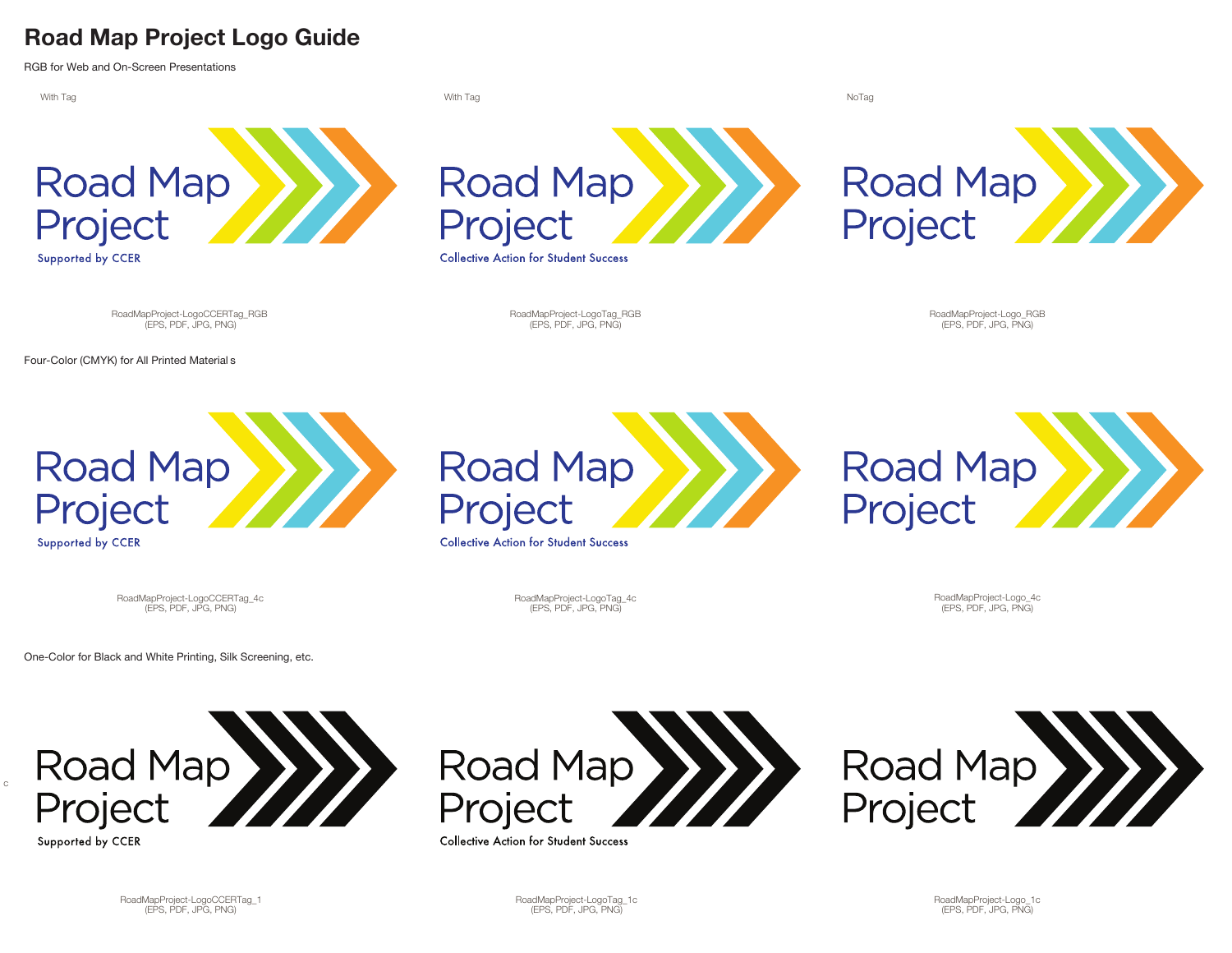# Road Map Project Logo Guide

RGB for Web and On-Screen Presentations

With Tag

Road Map Project

Supported by CCER

RoadMapProject-LogoCCERTag_RGB
(EPS, PDF, JPG, PNG)

With Tag

Road Map Project

Collective Action for Student Success

RoadMapProject-LogoTag_RGB
(EPS, PDF, JPG, PNG)

NoTag

Road Map Project

RoadMapProject-Logo_RGB
(EPS, PDF, JPG, PNG)

Four-Color (CMYK) for All Printed Material s

Road Map Project

Supported by CCER

RoadMapProject-LogoCCERTag_4c
(EPS, PDF, JPG, PNG)

Road Map Project

Collective Action for Student Success

RoadMapProject-LogoTag_4c
(EPS, PDF, JPG, PNG)

Road Map Project

RoadMapProject-Logo_4c
(EPS, PDF, JPG, PNG)

One-Color for Black and White Printing, Silk Screening, etc.

Road Map Project

Supported by CCER

RoadMapProject-LogoCCERTag_1
(EPS, PDF, JPG, PNG)

Road Map Project

Collective Action for Student Success

RoadMapProject-LogoTag_1c
(EPS, PDF, JPG, PNG)

Road Map Project

RoadMapProject-Logo_1c
(EPS, PDF, JPG, PNG)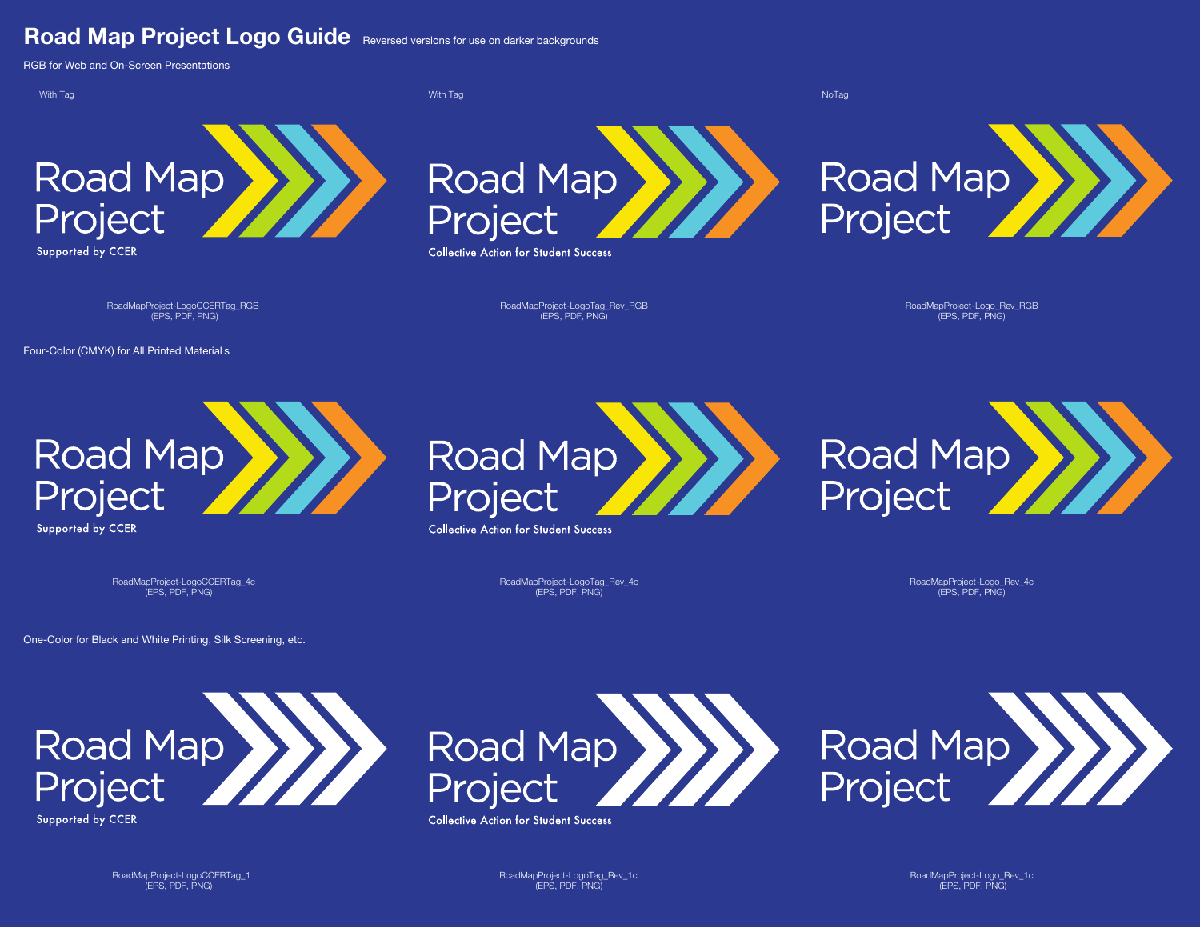# Road Map Project Logo Guide

Reversed versions for use on darker backgrounds

## RGB for Web and On-Screen Presentations

With Tag

Road Map Project

Supported by CCER

RoadMapProject-LogoCCERTag_RGB
(EPS, PDF, PNG)

With Tag

Road Map Project

Collective Action for Student Success

RoadMapProject-LogoTag_Rev_RGB
(EPS, PDF, PNG)

NoTag

Road Map Project

RoadMapProject-Logo_Rev_RGB
(EPS, PDF, PNG)

## Four-Color (CMYK) for All Printed Material s

Road Map Project

Supported by CCER

RoadMapProject-LogoCCERTag_4c
(EPS, PDF, PNG)

Road Map Project

Collective Action for Student Success

RoadMapProject-LogoTag_Rev_4c
(EPS, PDF, PNG)

Road Map Project

RoadMapProject-Logo_Rev_4c
(EPS, PDF, PNG)

## One-Color for Black and White Printing, Silk Screening, etc.

Road Map Project

Supported by CCER

RoadMapProject-LogoCCERTag_1
(EPS, PDF, PNG)

Road Map Project

Collective Action for Student Success

RoadMapProject-LogoTag_Rev_1c
(EPS, PDF, PNG)

Road Map Project

RoadMapProject-Logo_Rev_1c
(EPS, PDF, PNG)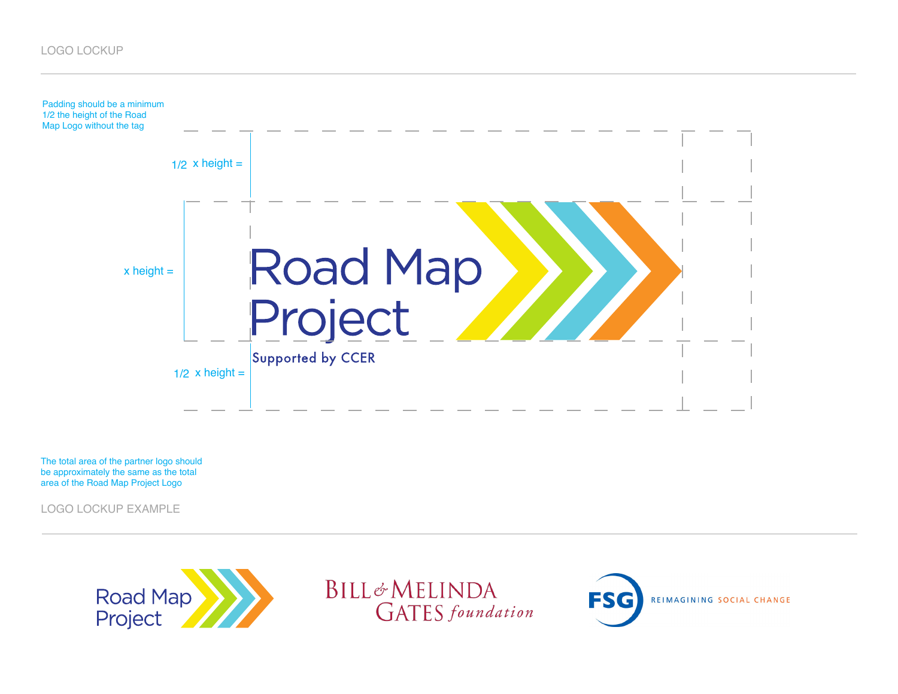## LOGO LOCKUP

Padding should be a minimum 1/2 the height of the Road Map Logo without the tag

1/2 x height =

x height =

Road Map Project

Supported by CCER

1/2 x height =

The total area of the partner logo should be approximately the same as the total area of the Road Map Project Logo

## LOGO LOCKUP EXAMPLE

Road Map Project

BILL & MELINDA GATES foundation

FSG REIMAGINING SOCIAL CHANGE